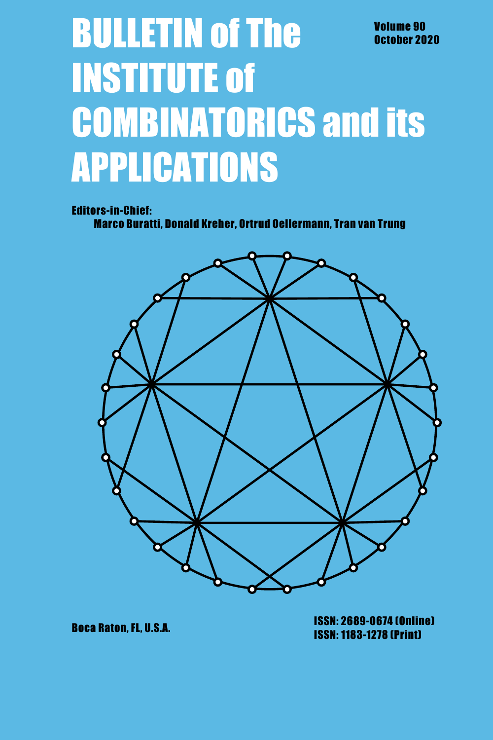# BULLETIN of The INSTITUTE of COMBINATORICS and its APPLICATIONS

Volume 90
October 2020

**Editors-in-Chief:**
Marco Buratti, Donald Kreher, Ortrud Oellermann, Tran van Trung

Boca Raton, FL, U.S.A.

ISSN: 2689-0674 (Online)
ISSN: 1183-1278 (Print)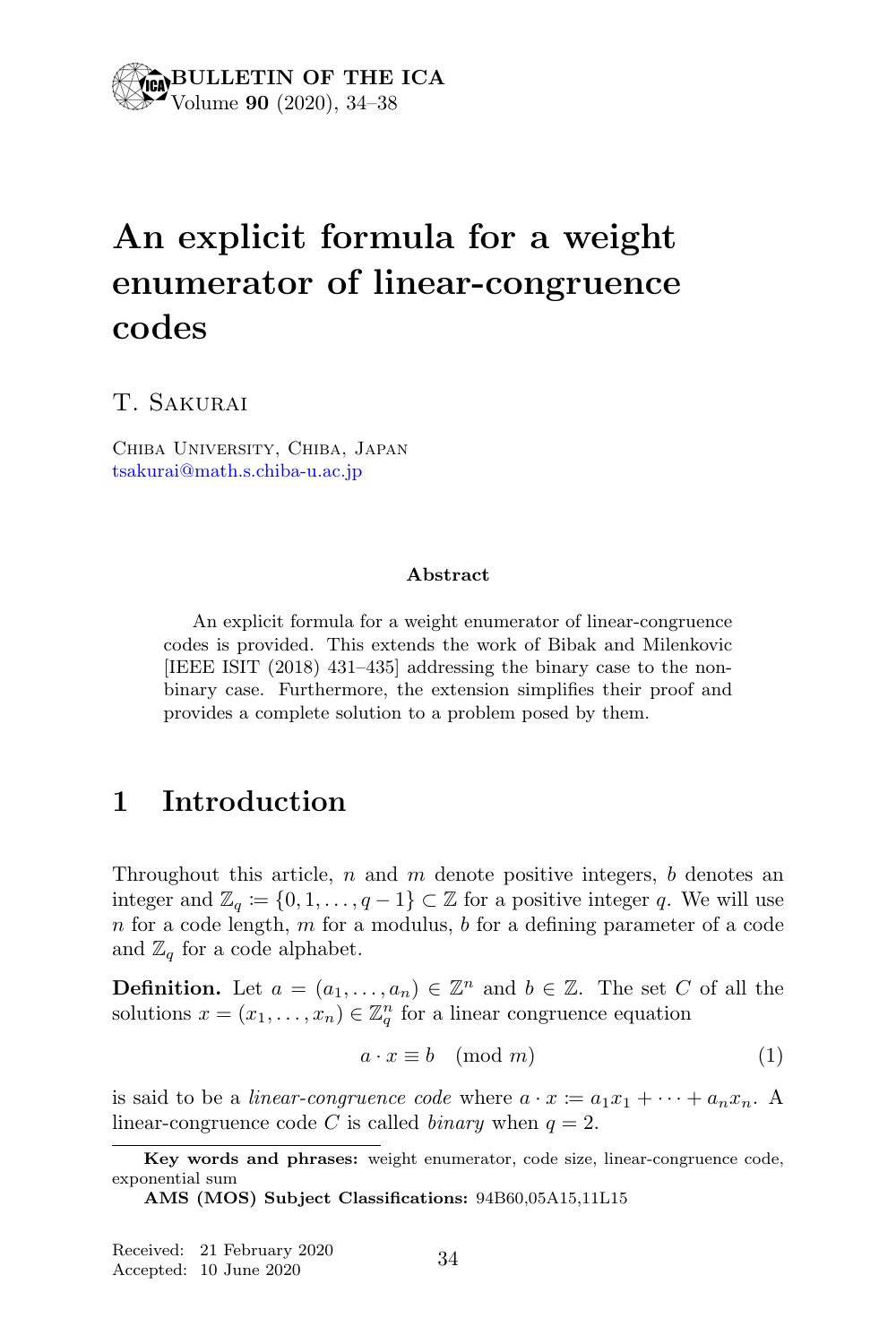# An explicit formula for a weight enumerator of linear-congruence codes

T. Sakurai

Chiba University, Chiba, Japan
tsakurai@math.s.chiba-u.ac.jp

**Abstract**

An explicit formula for a weight enumerator of linear-congruence codes is provided. This extends the work of Bibak and Milenkovic [IEEE ISIT (2018) 431–435] addressing the binary case to the non-binary case. Furthermore, the extension simplifies their proof and provides a complete solution to a problem posed by them.

## 1 Introduction

Throughout this article, $n$ and $m$ denote positive integers, $b$ denotes an integer and $\mathbb{Z}_q \coloneqq \{0, 1, \ldots, q-1\} \subset \mathbb{Z}$ for a positive integer $q$. We will use $n$ for a code length, $m$ for a modulus, $b$ for a defining parameter of a code and $\mathbb{Z}_q$ for a code alphabet.

**Definition.** Let $a = (a_1, \ldots, a_n) \in \mathbb{Z}^n$ and $b \in \mathbb{Z}$. The set $C$ of all the solutions $x = (x_1, \ldots, x_n) \in \mathbb{Z}_q^n$ for a linear congruence equation

$$a \cdot x \equiv b \pmod{m} \tag{1}$$

is said to be a *linear-congruence code* where $a \cdot x \coloneqq a_1x_1 + \cdots + a_nx_n$. A linear-congruence code $C$ is called *binary* when $q = 2$.

**Key words and phrases:** weight enumerator, code size, linear-congruence code, exponential sum

**AMS (MOS) Subject Classifications:** 94B60,05A15,11L15

Received: 21 February 2020
Accepted: 10 June 2020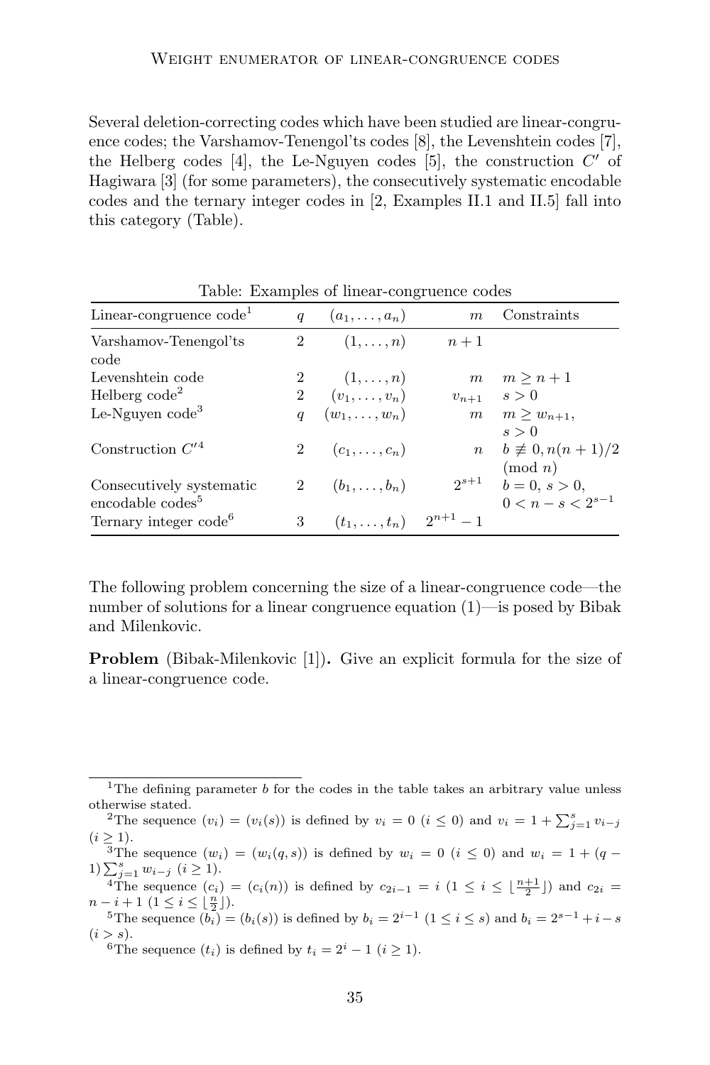Several deletion-correcting codes which have been studied are linear-congruence codes; the Varshamov-Tenengol'ts codes [8], the Levenshtein codes [7], the Helberg codes [4], the Le-Nguyen codes [5], the construction $C'$ of Hagiwara [3] (for some parameters), the consecutively systematic encodable codes and the ternary integer codes in [2, Examples II.1 and II.5] fall into this category (Table).

Table: Examples of linear-congruence codes

| Linear-congruence code[1] | $q$ | $(a_1, \ldots, a_n)$ | $m$ | Constraints |
|---|---|---|---|---|
| Varshamov-Tenengol'ts code | 2 | $(1, \ldots, n)$ | $n+1$ | |
| Levenshtein code | 2 | $(1, \ldots, n)$ | $m$ | $m \geq n+1$ |
| Helberg code[2] | 2 | $(v_1, \ldots, v_n)$ | $v_{n+1}$ | $s > 0$ |
| Le-Nguyen code[3] | $q$ | $(w_1, \ldots, w_n)$ | $m$ | $m \geq w_{n+1}$, $s > 0$ |
| Construction $C'$[4] | 2 | $(c_1, \ldots, c_n)$ | $n$ | $b \not\equiv 0, n(n+1)/2 \pmod{n}$ |
| Consecutively systematic encodable codes[5] | 2 | $(b_1, \ldots, b_n)$ | $2^{s+1}$ | $b = 0$, $s > 0$, $0 < n - s < 2^{s-1}$ |
| Ternary integer code[6] | 3 | $(t_1, \ldots, t_n)$ | $2^{n+1} - 1$ | |

The following problem concerning the size of a linear-congruence code—the number of solutions for a linear congruence equation (1)—is posed by Bibak and Milenkovic.

**Problem** (Bibak-Milenkovic [1])**.** Give an explicit formula for the size of a linear-congruence code.

---

[1] The defining parameter $b$ for the codes in the table takes an arbitrary value unless otherwise stated.

[2] The sequence $(v_i) = (v_i(s))$ is defined by $v_i = 0$ $(i \leq 0)$ and $v_i = 1 + \sum_{j=1}^{s} v_{i-j}$ $(i \geq 1)$.

[3] The sequence $(w_i) = (w_i(q, s))$ is defined by $w_i = 0$ $(i \leq 0)$ and $w_i = 1 + (q-1)\sum_{j=1}^{s} w_{i-j}$ $(i \geq 1)$.

[4] The sequence $(c_i) = (c_i(n))$ is defined by $c_{2i-1} = i$ $(1 \leq i \leq \lfloor \frac{n+1}{2} \rfloor)$ and $c_{2i} = n - i + 1$ $(1 \leq i \leq \lfloor \frac{n}{2} \rfloor)$.

[5] The sequence $(b_i) = (b_i(s))$ is defined by $b_i = 2^{i-1}$ $(1 \leq i \leq s)$ and $b_i = 2^{s-1} + i - s$ $(i > s)$.

[6] The sequence $(t_i)$ is defined by $t_i = 2^i - 1$ $(i \geq 1)$.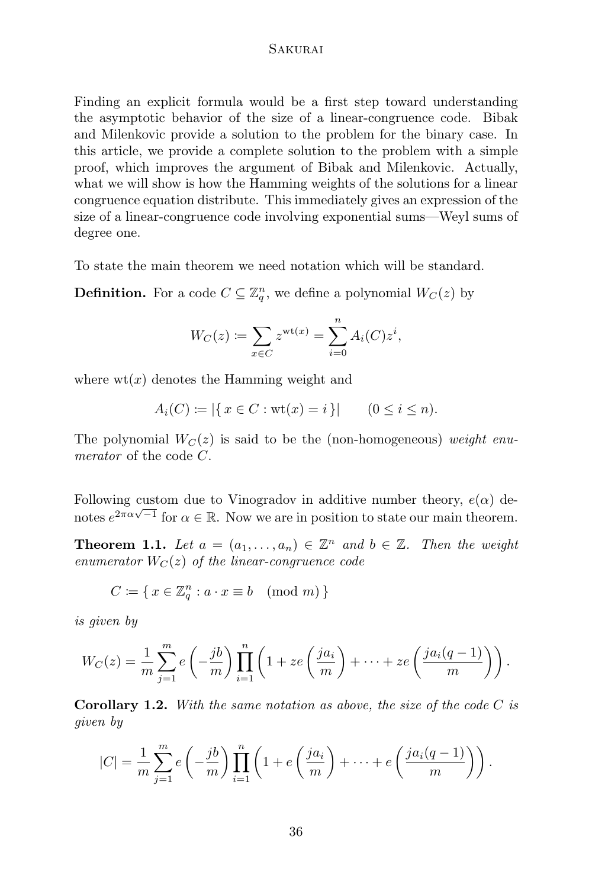Finding an explicit formula would be a first step toward understanding the asymptotic behavior of the size of a linear-congruence code. Bibak and Milenkovic provide a solution to the problem for the binary case. In this article, we provide a complete solution to the problem with a simple proof, which improves the argument of Bibak and Milenkovic. Actually, what we will show is how the Hamming weights of the solutions for a linear congruence equation distribute. This immediately gives an expression of the size of a linear-congruence code involving exponential sums—Weyl sums of degree one.

To state the main theorem we need notation which will be standard.

**Definition.** For a code $C \subseteq \mathbb{Z}_q^n$, we define a polynomial $W_C(z)$ by

$$W_C(z) \coloneqq \sum_{x \in C} z^{\mathrm{wt}(x)} = \sum_{i=0}^{n} A_i(C) z^i,$$

where $\mathrm{wt}(x)$ denotes the Hamming weight and

$$A_i(C) \coloneqq |\{\, x \in C : \mathrm{wt}(x) = i \,\}| \qquad (0 \le i \le n).$$

The polynomial $W_C(z)$ is said to be the (non-homogeneous) *weight enumerator* of the code $C$.

Following custom due to Vinogradov in additive number theory, $e(\alpha)$ denotes $e^{2\pi\alpha\sqrt{-1}}$ for $\alpha \in \mathbb{R}$. Now we are in position to state our main theorem.

**Theorem 1.1.** *Let $a = (a_1, \ldots, a_n) \in \mathbb{Z}^n$ and $b \in \mathbb{Z}$. Then the weight enumerator $W_C(z)$ of the linear-congruence code*

$$C \coloneqq \{\, x \in \mathbb{Z}_q^n : a \cdot x \equiv b \pmod{m} \,\}$$

*is given by*

$$W_C(z) = \frac{1}{m} \sum_{j=1}^{m} e\left(-\frac{jb}{m}\right) \prod_{i=1}^{n} \left(1 + z e\left(\frac{j a_i}{m}\right) + \cdots + z e\left(\frac{j a_i (q-1)}{m}\right)\right).$$

**Corollary 1.2.** *With the same notation as above, the size of the code $C$ is given by*

$$|C| = \frac{1}{m} \sum_{j=1}^{m} e\left(-\frac{jb}{m}\right) \prod_{i=1}^{n} \left(1 + e\left(\frac{j a_i}{m}\right) + \cdots + e\left(\frac{j a_i (q-1)}{m}\right)\right).$$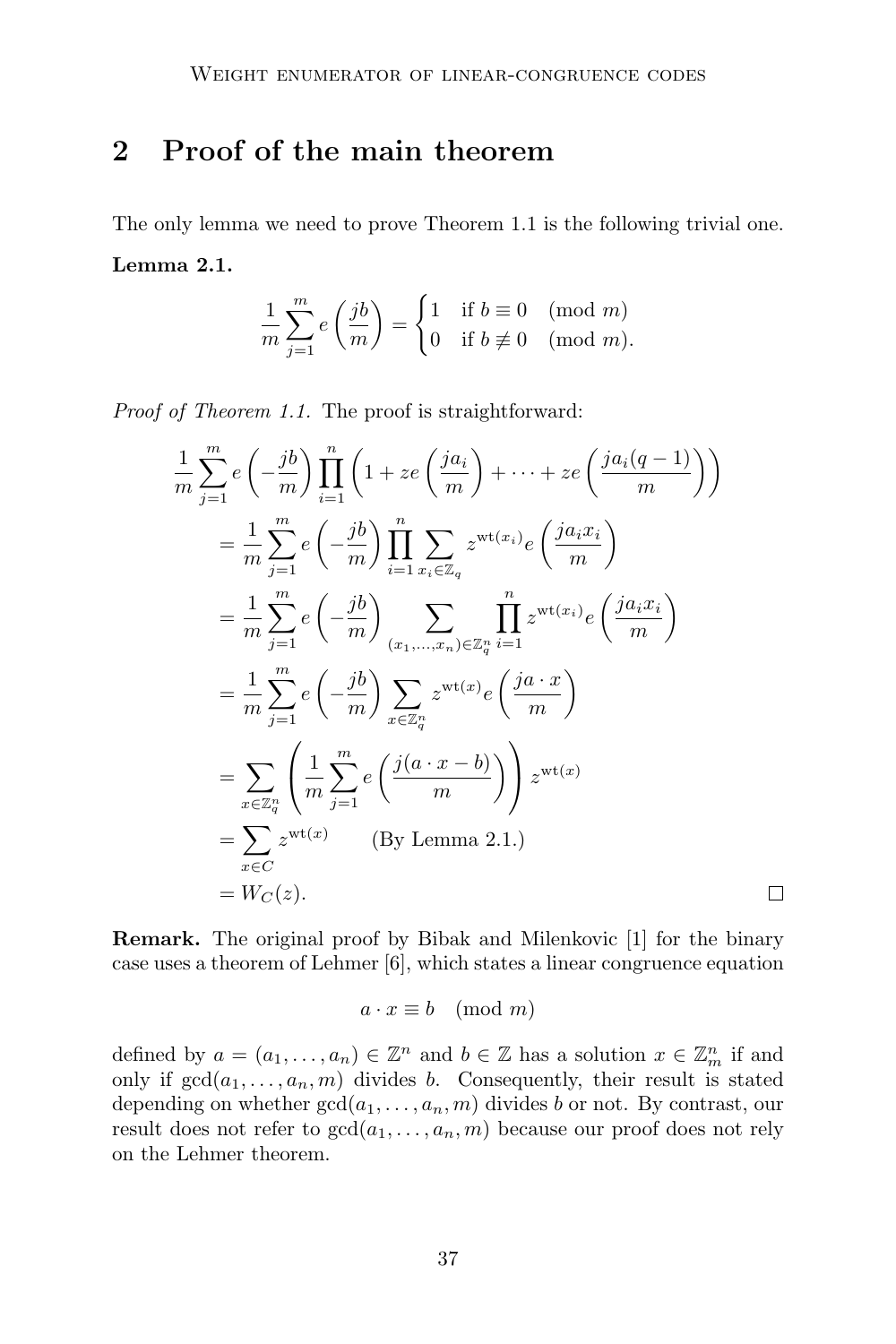## 2 Proof of the main theorem

The only lemma we need to prove Theorem 1.1 is the following trivial one.

**Lemma 2.1.**

$$\frac{1}{m}\sum_{j=1}^{m} e\left(\frac{jb}{m}\right) = \begin{cases} 1 & \text{if } b \equiv 0 \pmod{m} \\ 0 & \text{if } b \not\equiv 0 \pmod{m}. \end{cases}$$

*Proof of Theorem 1.1.* The proof is straightforward:

$$\begin{aligned}
&\frac{1}{m}\sum_{j=1}^{m} e\left(-\frac{jb}{m}\right)\prod_{i=1}^{n}\left(1 + ze\left(\frac{ja_i}{m}\right) + \cdots + ze\left(\frac{ja_i(q-1)}{m}\right)\right) \\
&= \frac{1}{m}\sum_{j=1}^{m} e\left(-\frac{jb}{m}\right)\prod_{i=1}^{n}\sum_{x_i\in\mathbb{Z}_q} z^{\mathrm{wt}(x_i)} e\left(\frac{ja_i x_i}{m}\right) \\
&= \frac{1}{m}\sum_{j=1}^{m} e\left(-\frac{jb}{m}\right)\sum_{(x_1,\ldots,x_n)\in\mathbb{Z}_q^n}\prod_{i=1}^{n} z^{\mathrm{wt}(x_i)} e\left(\frac{ja_i x_i}{m}\right) \\
&= \frac{1}{m}\sum_{j=1}^{m} e\left(-\frac{jb}{m}\right)\sum_{x\in\mathbb{Z}_q^n} z^{\mathrm{wt}(x)} e\left(\frac{ja\cdot x}{m}\right) \\
&= \sum_{x\in\mathbb{Z}_q^n}\left(\frac{1}{m}\sum_{j=1}^{m} e\left(\frac{j(a\cdot x - b)}{m}\right)\right) z^{\mathrm{wt}(x)} \\
&= \sum_{x\in C} z^{\mathrm{wt}(x)} \qquad \text{(By Lemma 2.1.)} \\
&= W_C(z).
\end{aligned}$$

□

**Remark.** The original proof by Bibak and Milenkovic [1] for the binary case uses a theorem of Lehmer [6], which states a linear congruence equation

$$a \cdot x \equiv b \pmod{m}$$

defined by $a = (a_1, \ldots, a_n) \in \mathbb{Z}^n$ and $b \in \mathbb{Z}$ has a solution $x \in \mathbb{Z}_m^n$ if and only if $\gcd(a_1, \ldots, a_n, m)$ divides $b$. Consequently, their result is stated depending on whether $\gcd(a_1, \ldots, a_n, m)$ divides $b$ or not. By contrast, our result does not refer to $\gcd(a_1, \ldots, a_n, m)$ because our proof does not rely on the Lehmer theorem.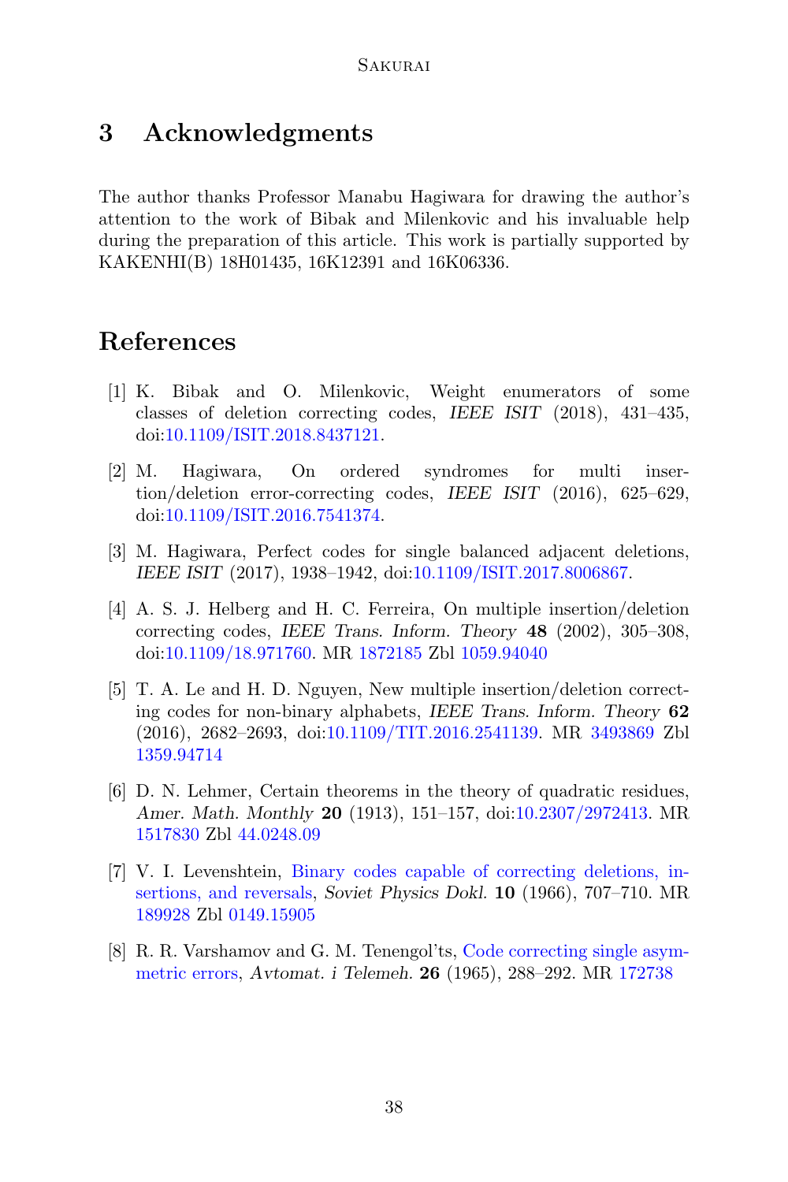## 3 Acknowledgments

The author thanks Professor Manabu Hagiwara for drawing the author's attention to the work of Bibak and Milenkovic and his invaluable help during the preparation of this article. This work is partially supported by KAKENHI(B) 18H01435, 16K12391 and 16K06336.

## References

[1] K. Bibak and O. Milenkovic, Weight enumerators of some classes of deletion correcting codes, *IEEE ISIT* (2018), 431–435, doi:10.1109/ISIT.2018.8437121.

[2] M. Hagiwara, On ordered syndromes for multi insertion/deletion error-correcting codes, *IEEE ISIT* (2016), 625–629, doi:10.1109/ISIT.2016.7541374.

[3] M. Hagiwara, Perfect codes for single balanced adjacent deletions, *IEEE ISIT* (2017), 1938–1942, doi:10.1109/ISIT.2017.8006867.

[4] A. S. J. Helberg and H. C. Ferreira, On multiple insertion/deletion correcting codes, *IEEE Trans. Inform. Theory* **48** (2002), 305–308, doi:10.1109/18.971760. MR 1872185 Zbl 1059.94040

[5] T. A. Le and H. D. Nguyen, New multiple insertion/deletion correcting codes for non-binary alphabets, *IEEE Trans. Inform. Theory* **62** (2016), 2682–2693, doi:10.1109/TIT.2016.2541139. MR 3493869 Zbl 1359.94714

[6] D. N. Lehmer, Certain theorems in the theory of quadratic residues, *Amer. Math. Monthly* **20** (1913), 151–157, doi:10.2307/2972413. MR 1517830 Zbl 44.0248.09

[7] V. I. Levenshtein, Binary codes capable of correcting deletions, insertions, and reversals, *Soviet Physics Dokl.* **10** (1966), 707–710. MR 189928 Zbl 0149.15905

[8] R. R. Varshamov and G. M. Tenengol'ts, Code correcting single asymmetric errors, *Avtomat. i Telemeh.* **26** (1965), 288–292. MR 172738